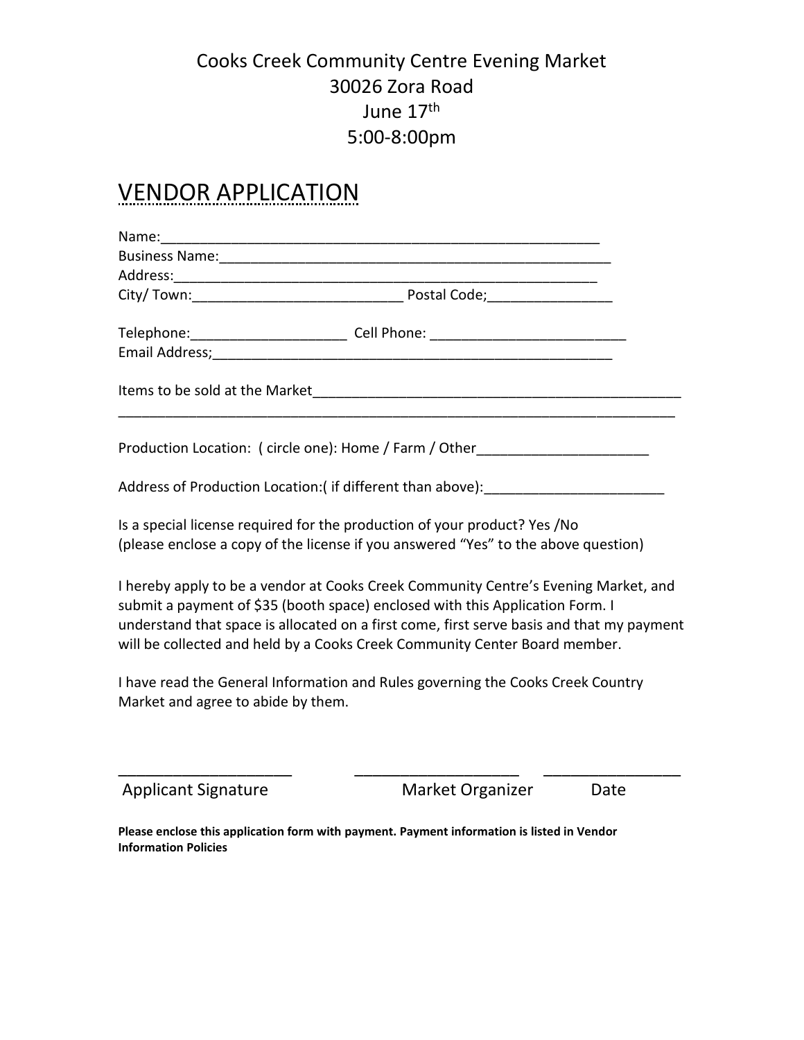Cooks Creek Community Centre Evening Market
30026 Zora Road
June 17th
5:00-8:00pm

# VENDOR APPLICATION

Name:___________________________________________________________

Business Name:___________________________________________________

Address:_________________________________________________________

City/ Town:___________________________ Postal Code;________________

Telephone:____________________ Cell Phone: _________________________

Email Address;_____________________________________________________

Items to be sold at the Market_________________________________________________
_____________________________________________________________________________

Production Location: ( circle one): Home / Farm / Other______________________

Address of Production Location:( if different than above):_______________________

Is a special license required for the production of your product? Yes /No
(please enclose a copy of the license if you answered "Yes" to the above question)

I hereby apply to be a vendor at Cooks Creek Community Centre's Evening Market, and submit a payment of $35 (booth space) enclosed with this Application Form. I understand that space is allocated on a first come, first serve basis and that my payment will be collected and held by a Cooks Creek Community Center Board member.

I have read the General Information and Rules governing the Cooks Creek Country Market and agree to abide by them.

____________________ ___________________ ________________

Applicant Signature  Market Organizer  Date

**Please enclose this application form with payment. Payment information is listed in Vendor Information Policies**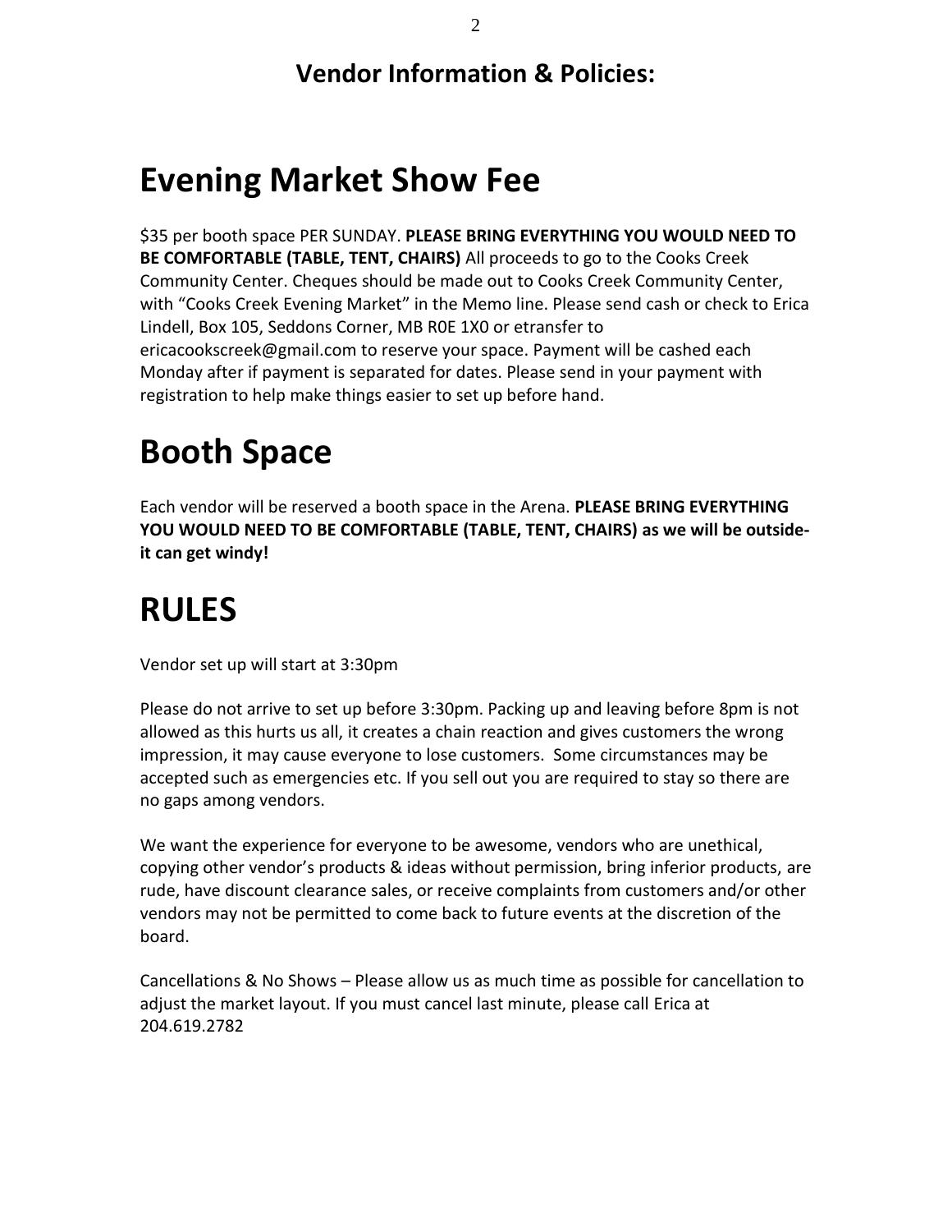## Vendor Information & Policies:

# Evening Market Show Fee

$35 per booth space PER SUNDAY. **PLEASE BRING EVERYTHING YOU WOULD NEED TO BE COMFORTABLE (TABLE, TENT, CHAIRS)** All proceeds to go to the Cooks Creek Community Center. Cheques should be made out to Cooks Creek Community Center, with "Cooks Creek Evening Market" in the Memo line. Please send cash or check to Erica Lindell, Box 105, Seddons Corner, MB R0E 1X0 or etransfer to ericacookscreek@gmail.com to reserve your space. Payment will be cashed each Monday after if payment is separated for dates. Please send in your payment with registration to help make things easier to set up before hand.

# Booth Space

Each vendor will be reserved a booth space in the Arena. **PLEASE BRING EVERYTHING YOU WOULD NEED TO BE COMFORTABLE (TABLE, TENT, CHAIRS) as we will be outside- it can get windy!**

# RULES

Vendor set up will start at 3:30pm

Please do not arrive to set up before 3:30pm. Packing up and leaving before 8pm is not allowed as this hurts us all, it creates a chain reaction and gives customers the wrong impression, it may cause everyone to lose customers. Some circumstances may be accepted such as emergencies etc. If you sell out you are required to stay so there are no gaps among vendors.

We want the experience for everyone to be awesome, vendors who are unethical, copying other vendor's products & ideas without permission, bring inferior products, are rude, have discount clearance sales, or receive complaints from customers and/or other vendors may not be permitted to come back to future events at the discretion of the board.

Cancellations & No Shows – Please allow us as much time as possible for cancellation to adjust the market layout. If you must cancel last minute, please call Erica at 204.619.2782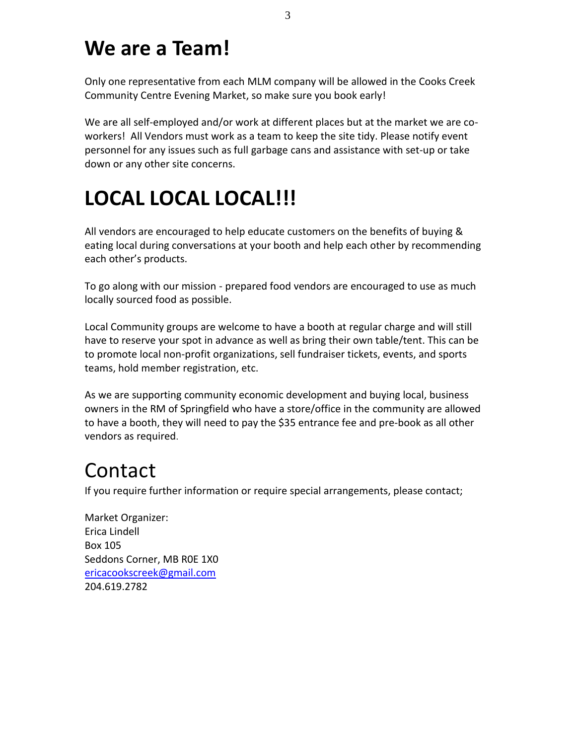# We are a Team!

Only one representative from each MLM company will be allowed in the Cooks Creek Community Centre Evening Market, so make sure you book early!

We are all self-employed and/or work at different places but at the market we are co-workers! All Vendors must work as a team to keep the site tidy. Please notify event personnel for any issues such as full garbage cans and assistance with set-up or take down or any other site concerns.

# LOCAL LOCAL LOCAL!!!

All vendors are encouraged to help educate customers on the benefits of buying & eating local during conversations at your booth and help each other by recommending each other's products.

To go along with our mission - prepared food vendors are encouraged to use as much locally sourced food as possible.

Local Community groups are welcome to have a booth at regular charge and will still have to reserve your spot in advance as well as bring their own table/tent. This can be to promote local non-profit organizations, sell fundraiser tickets, events, and sports teams, hold member registration, etc.

As we are supporting community economic development and buying local, business owners in the RM of Springfield who have a store/office in the community are allowed to have a booth, they will need to pay the $35 entrance fee and pre-book as all other vendors as required.

# Contact

If you require further information or require special arrangements, please contact;

Market Organizer:
Erica Lindell
Box 105
Seddons Corner, MB R0E 1X0
ericacookscreek@gmail.com
204.619.2782